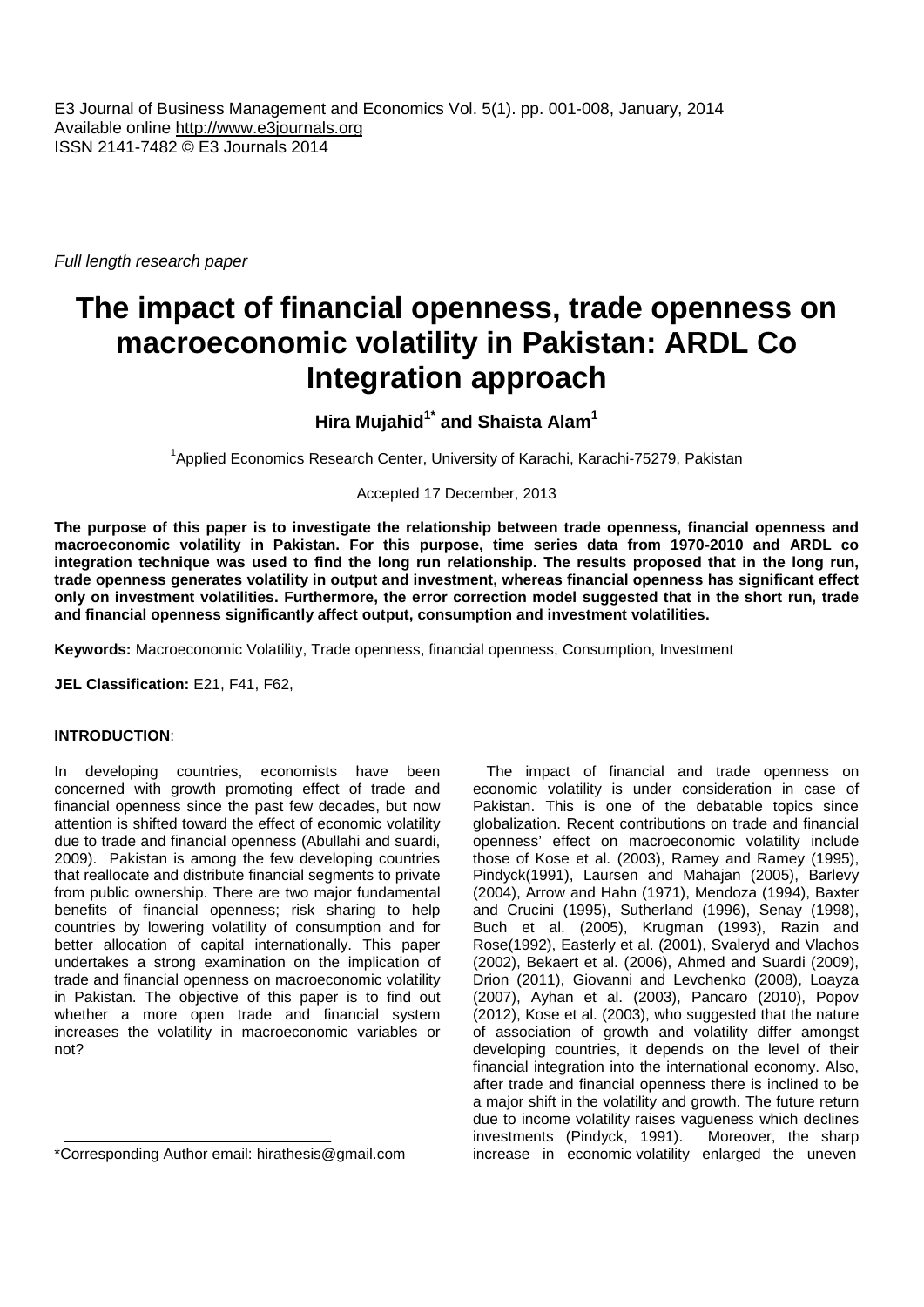E3 Journal of Business Management and Economics Vol. 5(1). pp. 001-008, January, 2014
Available online http://www.e3journals.org
ISSN 2141-7482 © E3 Journals 2014

*Full length research paper*

# The impact of financial openness, trade openness on macroeconomic volatility in Pakistan: ARDL Co Integration approach

**Hira Mujahid[1*] and Shaista Alam[1]**

[1]Applied Economics Research Center, University of Karachi, Karachi-75279, Pakistan

Accepted 17 December, 2013

**The purpose of this paper is to investigate the relationship between trade openness, financial openness and macroeconomic volatility in Pakistan. For this purpose, time series data from 1970-2010 and ARDL co integration technique was used to find the long run relationship. The results proposed that in the long run, trade openness generates volatility in output and investment, whereas financial openness has significant effect only on investment volatilities. Furthermore, the error correction model suggested that in the short run, trade and financial openness significantly affect output, consumption and investment volatilities.**

**Keywords:** Macroeconomic Volatility, Trade openness, financial openness, Consumption, Investment

**JEL Classification:** E21, F41, F62,

## INTRODUCTION:

In developing countries, economists have been concerned with growth promoting effect of trade and financial openness since the past few decades, but now attention is shifted toward the effect of economic volatility due to trade and financial openness (Abullahi and suardi, 2009). Pakistan is among the few developing countries that reallocate and distribute financial segments to private from public ownership. There are two major fundamental benefits of financial openness; risk sharing to help countries by lowering volatility of consumption and for better allocation of capital internationally. This paper undertakes a strong examination on the implication of trade and financial openness on macroeconomic volatility in Pakistan. The objective of this paper is to find out whether a more open trade and financial system increases the volatility in macroeconomic variables or not?

The impact of financial and trade openness on economic volatility is under consideration in case of Pakistan. This is one of the debatable topics since globalization. Recent contributions on trade and financial openness' effect on macroeconomic volatility include those of Kose et al. (2003), Ramey and Ramey (1995), Pindyck(1991), Laursen and Mahajan (2005), Barlevy (2004), Arrow and Hahn (1971), Mendoza (1994), Baxter and Crucini (1995), Sutherland (1996), Senay (1998), Buch et al. (2005), Krugman (1993), Razin and Rose(1992), Easterly et al. (2001), Svaleryd and Vlachos (2002), Bekaert et al. (2006), Ahmed and Suardi (2009), Drion (2011), Giovanni and Levchenko (2008), Loayza (2007), Ayhan et al. (2003), Pancaro (2010), Popov (2012), Kose et al. (2003), who suggested that the nature of association of growth and volatility differ amongst developing countries, it depends on the level of their financial integration into the international economy. Also, after trade and financial openness there is inclined to be a major shift in the volatility and growth. The future return due to income volatility raises vagueness which declines investments (Pindyck, 1991). Moreover, the sharp increase in economic volatility enlarged the uneven

*Corresponding Author email: hirathesis@gmail.com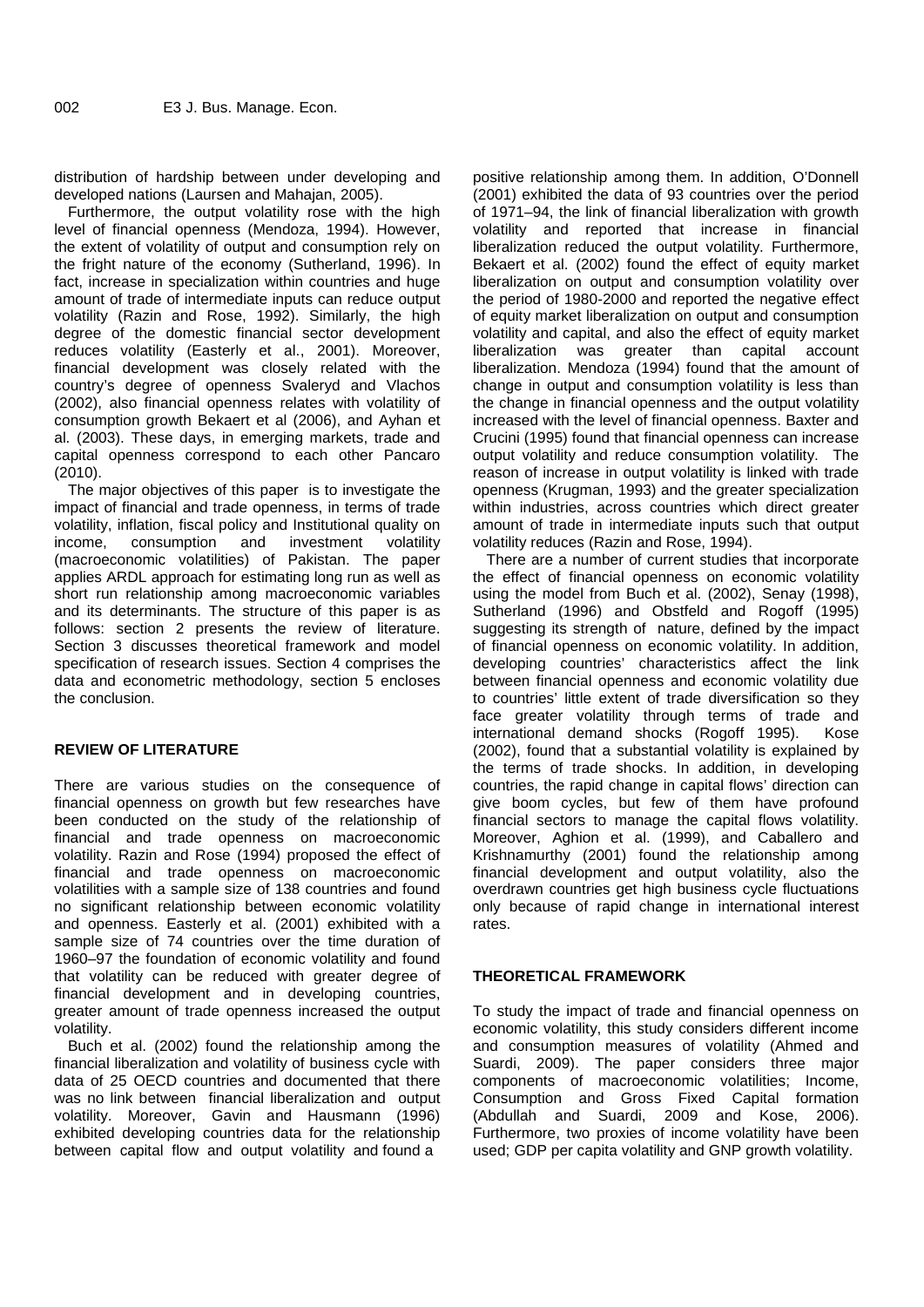distribution of hardship between under developing and developed nations (Laursen and Mahajan, 2005).

Furthermore, the output volatility rose with the high level of financial openness (Mendoza, 1994). However, the extent of volatility of output and consumption rely on the fright nature of the economy (Sutherland, 1996). In fact, increase in specialization within countries and huge amount of trade of intermediate inputs can reduce output volatility (Razin and Rose, 1992). Similarly, the high degree of the domestic financial sector development reduces volatility (Easterly et al., 2001). Moreover, financial development was closely related with the country's degree of openness Svaleryd and Vlachos (2002), also financial openness relates with volatility of consumption growth Bekaert et al (2006), and Ayhan et al. (2003). These days, in emerging markets, trade and capital openness correspond to each other Pancaro (2010).

The major objectives of this paper is to investigate the impact of financial and trade openness, in terms of trade volatility, inflation, fiscal policy and Institutional quality on income, consumption and investment volatility (macroeconomic volatilities) of Pakistan. The paper applies ARDL approach for estimating long run as well as short run relationship among macroeconomic variables and its determinants. The structure of this paper is as follows: section 2 presents the review of literature. Section 3 discusses theoretical framework and model specification of research issues. Section 4 comprises the data and econometric methodology, section 5 encloses the conclusion.

## REVIEW OF LITERATURE

There are various studies on the consequence of financial openness on growth but few researches have been conducted on the study of the relationship of financial and trade openness on macroeconomic volatility. Razin and Rose (1994) proposed the effect of financial and trade openness on macroeconomic volatilities with a sample size of 138 countries and found no significant relationship between economic volatility and openness. Easterly et al. (2001) exhibited with a sample size of 74 countries over the time duration of 1960–97 the foundation of economic volatility and found that volatility can be reduced with greater degree of financial development and in developing countries, greater amount of trade openness increased the output volatility.

Buch et al. (2002) found the relationship among the financial liberalization and volatility of business cycle with data of 25 OECD countries and documented that there was no link between financial liberalization and output volatility. Moreover, Gavin and Hausmann (1996) exhibited developing countries data for the relationship between capital flow and output volatility and found a positive relationship among them. In addition, O'Donnell (2001) exhibited the data of 93 countries over the period of 1971–94, the link of financial liberalization with growth volatility and reported that increase in financial liberalization reduced the output volatility. Furthermore, Bekaert et al. (2002) found the effect of equity market liberalization on output and consumption volatility over the period of 1980-2000 and reported the negative effect of equity market liberalization on output and consumption volatility and capital, and also the effect of equity market liberalization was greater than capital account liberalization. Mendoza (1994) found that the amount of change in output and consumption volatility is less than the change in financial openness and the output volatility increased with the level of financial openness. Baxter and Crucini (1995) found that financial openness can increase output volatility and reduce consumption volatility. The reason of increase in output volatility is linked with trade openness (Krugman, 1993) and the greater specialization within industries, across countries which direct greater amount of trade in intermediate inputs such that output volatility reduces (Razin and Rose, 1994).

There are a number of current studies that incorporate the effect of financial openness on economic volatility using the model from Buch et al. (2002), Senay (1998), Sutherland (1996) and Obstfeld and Rogoff (1995) suggesting its strength of nature, defined by the impact of financial openness on economic volatility. In addition, developing countries' characteristics affect the link between financial openness and economic volatility due to countries' little extent of trade diversification so they face greater volatility through terms of trade and international demand shocks (Rogoff 1995). Kose (2002), found that a substantial volatility is explained by the terms of trade shocks. In addition, in developing countries, the rapid change in capital flows' direction can give boom cycles, but few of them have profound financial sectors to manage the capital flows volatility. Moreover, Aghion et al. (1999), and Caballero and Krishnamurthy (2001) found the relationship among financial development and output volatility, also the overdrawn countries get high business cycle fluctuations only because of rapid change in international interest rates.

## THEORETICAL FRAMEWORK

To study the impact of trade and financial openness on economic volatility, this study considers different income and consumption measures of volatility (Ahmed and Suardi, 2009). The paper considers three major components of macroeconomic volatilities; Income, Consumption and Gross Fixed Capital formation (Abdullah and Suardi, 2009 and Kose, 2006). Furthermore, two proxies of income volatility have been used; GDP per capita volatility and GNP growth volatility.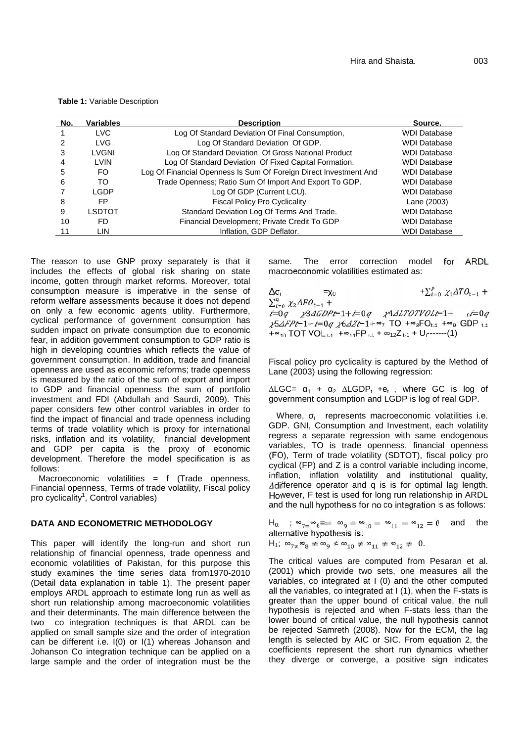**Table 1:** Variable Description

| No. | Variables | Description | Source. |
|---|---|---|---|
| 1 | LVC | Log Of Standard Deviation Of Final Consumption, | WDI Database |
| 2 | LVG | Log Of Standard Deviation Of GDP. | WDI Database |
| 3 | LVGNI | Log Of Standard Deviation Of Gross National Product | WDI Database |
| 4 | LVIN | Log Of Standard Deviation Of Fixed Capital Formation. | WDI Database |
| 5 | FO | Log Of Financial Openness Is Sum Of Foreign Direct Investment And | WDI Database |
| 6 | TO | Trade Openness; Ratio Sum Of Import And Export To GDP. | WDI Database |
| 7 | LGDP | Log Of GDP (Current LCU). | WDI Database |
| 8 | FP | Fiscal Policy Pro Cyclicality | Lane (2003) |
| 9 | LSDTOT | Standard Deviation Log Of Terms And Trade. | WDI Database |
| 10 | FD | Financial Development; Private Credit To GDP | WDI Database |
| 11 | LIN | Inflation, GDP Deflator. | WDI Database |

The reason to use GNP proxy separately is that it includes the effects of global risk sharing on state income, gotten through market reforms. Moreover, total consumption measure is imperative in the sense of reform welfare assessments because it does not depend on only a few economic agents utility. Furthermore, cyclical performance of government consumption has sudden impact on private consumption due to economic fear, in addition government consumption to GDP ratio is high in developing countries which reflects the value of government consumption. In addition, trade and financial openness are used as economic reforms; trade openness is measured by the ratio of the sum of export and import to GDP and financial openness the sum of portfolio investment and FDI (Abdullah and Saurdi, 2009). This paper considers few other control variables in order to find the impact of financial and trade openness including terms of trade volatility which is proxy for international risks, inflation and its volatility, financial development and GDP per capita is the proxy of economic development. Therefore the model specification is as follows:

Macroeconomic volatilities = f (Trade openness, Financial openness, Terms of trade volatility, Fiscal policy pro cyclicality[1], Control variables)

## DATA AND ECONOMETRIC METHODOLOGY

This paper will identify the long-run and short run relationship of financial openness, trade openness and economic volatilities of Pakistan, for this purpose this study examines the time series data from1970-2010 (Detail data explanation in table 1). The present paper employs ARDL approach to estimate long run as well as short run relationship among macroeconomic volatilities and their determinants. The main difference between the two co integration techniques is that ARDL can be applied on small sample size and the order of integration can be different i.e. I(0) or I(1) whereas Johanson and Johanson Co integration technique can be applied on a large sample and the order of integration must be the same. The error correction model for ARDL macroeconomic volatilities estimated as:

$$\Delta\sigma_i = \chi_0 + \sum_{i=0}^{p} \chi_1 \Delta TO_{t-1} + \sum_{i=0}^{q} \chi_2 \Delta FO_{t-1} + \sum_{i=0}^{q} \chi_3 \Delta GDP_{t-1} + \sum_{i=0}^{q} \chi_4 \Delta LTOTVOL_{t-1} + \sum_{i=0}^{q} \chi_5 \Delta FP_{t-1} + \sum_{i=0}^{q} \chi_6 \Delta Z_{t-1} + \infty_7 TO + \infty_8 FO_{t-1} + \infty_9 GDP_{t-1} + \infty_{10} TOTVOL_{t-1} + \infty_{11} FP_{t-1} + \infty_{12} Z_{t-1} + U_i \text{-------}(1)$$

Fiscal policy pro cyclicality is captured by the Method of Lane (2003) using the following regression:

$\Delta LGC = \alpha_1 + \alpha_2 \Delta LGDP_t + e_t$, where GC is log of government consumption and LGDP is log of real GDP.

Where, $\sigma_i$ represents macroeconomic volatilities i.e. GDP. GNI, Consumption and Investment, each volatility regress a separate regression with same endogenous variables, TO is trade openness, financial openness (FO), Term of trade volatility (SDTOT), fiscal policy pro cyclical (FP) and Z is a control variable including income, inflation, inflation volatility and institutional quality, $\Delta$ difference operator and q is is for optimal lag length. However, F test is used for long run relationship in ARDL and the null hypothesis for no co integration is as follows:

$H_0: \; \infty_7 = \infty_8 = \infty_9 = \infty_{10} = \infty_{11} = \infty_{12} = 0$ and the alternative hypothesis is:

$H_1: \; \infty_7 \neq \infty_8 \neq \infty_9 \neq \infty_{10} \neq \infty_{11} \neq \infty_{12} \neq 0.$

The critical values are computed from Pesaran et al. (2001) which provide two sets, one measures all the variables, co integrated at I (0) and the other computed all the variables, co integrated at I (1), when the F-stats is greater than the upper bound of critical value, the null hypothesis is rejected and when F-stats less than the lower bound of critical value, the null hypothesis cannot be rejected Samreth (2008). Now for the ECM, the lag length is selected by AIC or SIC. From equation 2, the coefficients represent the short run dynamics whether they diverge or converge, a positive sign indicates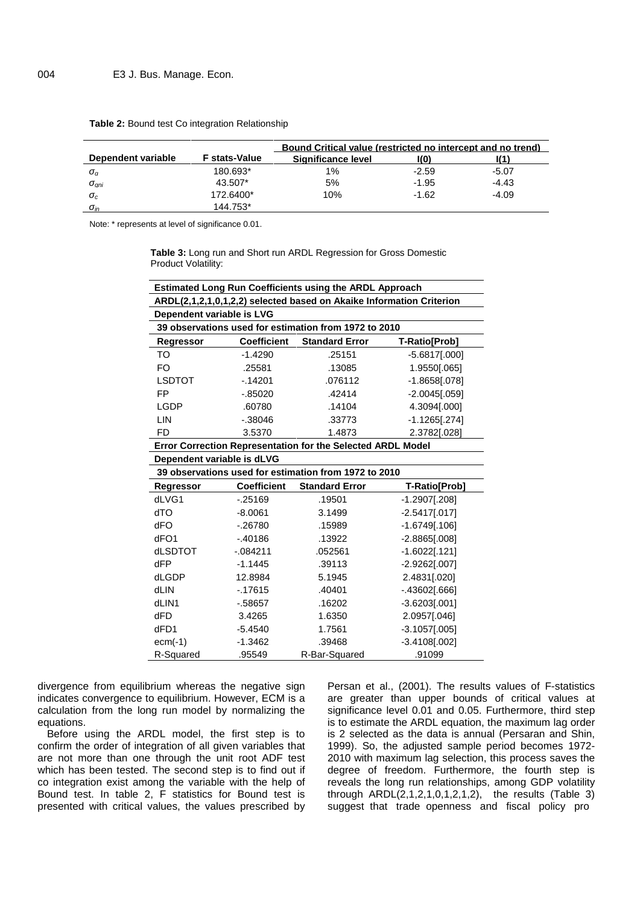**Table 2:** Bound test Co integration Relationship

| Dependent variable | F stats-Value | Bound Critical value (restricted no intercept and no trend) | | |
|---|---|---|---|---|
| | | Significance level | I(0) | I(1) |
| $\sigma_{a}$ | 180.693* | 1% | -2.59 | -5.07 |
| $\sigma_{gni}$ | 43.507* | 5% | -1.95 | -4.43 |
| $\sigma_{c}$ | 172.6400* | 10% | -1.62 | -4.09 |
| $\sigma_{in}$ | 144.753* | | | |

Note: * represents at level of significance 0.01.

**Table 3:** Long run and Short run ARDL Regression for Gross Domestic Product Volatility:

| Estimated Long Run Coefficients using the ARDL Approach | | | |
|---|---|---|---|
| ARDL(2,1,2,1,0,1,2,2) selected based on Akaike Information Criterion | | | |
| Dependent variable is LVG | | | |
| 39 observations used for estimation from 1972 to 2010 | | | |
| **Regressor** | **Coefficient** | **Standard Error** | **T-Ratio[Prob]** |
| TO | -1.4290 | .25151 | -5.6817[.000] |
| FO | .25581 | .13085 | 1.9550[.065] |
| LSDTOT | -.14201 | .076112 | -1.8658[.078] |
| FP | -.85020 | .42414 | -2.0045[.059] |
| LGDP | .60780 | .14104 | 4.3094[.000] |
| LIN | -.38046 | .33773 | -1.1265[.274] |
| FD | 3.5370 | 1.4873 | 2.3782[.028] |
| **Error Correction Representation for the Selected ARDL Model** | | | |
| Dependent variable is dLVG | | | |
| 39 observations used for estimation from 1972 to 2010 | | | |
| **Regressor** | **Coefficient** | **Standard Error** | **T-Ratio[Prob]** |
| dLVG1 | -.25169 | .19501 | -1.2907[.208] |
| dTO | -8.0061 | 3.1499 | -2.5417[.017] |
| dFO | -.26780 | .15989 | -1.6749[.106] |
| dFO1 | -.40186 | .13922 | -2.8865[.008] |
| dLSDTOT | -.084211 | .052561 | -1.6022[.121] |
| dFP | -1.1445 | .39113 | -2.9262[.007] |
| dLGDP | 12.8984 | 5.1945 | 2.4831[.020] |
| dLIN | -.17615 | .40401 | -.43602[.666] |
| dLIN1 | -.58657 | .16202 | -3.6203[.001] |
| dFD | 3.4265 | 1.6350 | 2.0957[.046] |
| dFD1 | -5.4540 | 1.7561 | -3.1057[.005] |
| ecm(-1) | -1.3462 | .39468 | -3.4108[.002] |
| R-Squared | .95549 | R-Bar-Squared | .91099 |

divergence from equilibrium whereas the negative sign indicates convergence to equilibrium. However, ECM is a calculation from the long run model by normalizing the equations.

Before using the ARDL model, the first step is to confirm the order of integration of all given variables that are not more than one through the unit root ADF test which has been tested. The second step is to find out if co integration exist among the variable with the help of Bound test. In table 2, F statistics for Bound test is presented with critical values, the values prescribed by Persan et al., (2001). The results values of F-statistics are greater than upper bounds of critical values at significance level 0.01 and 0.05. Furthermore, third step is to estimate the ARDL equation, the maximum lag order is 2 selected as the data is annual (Persaran and Shin, 1999). So, the adjusted sample period becomes 1972-2010 with maximum lag selection, this process saves the degree of freedom. Furthermore, the fourth step is reveals the long run relationships, among GDP volatility through ARDL(2,1,2,1,0,1,2,1,2), the results (Table 3) suggest that trade openness and fiscal policy pro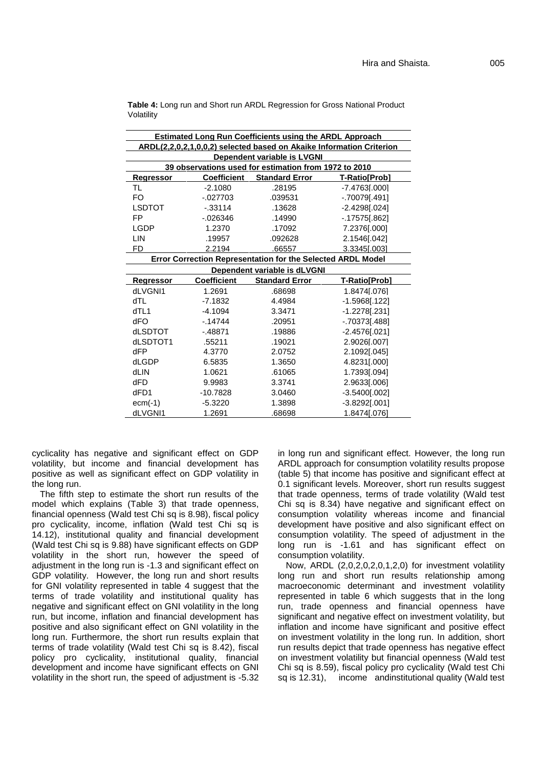**Table 4:** Long run and Short run ARDL Regression for Gross National Product Volatility

| Estimated Long Run Coefficients using the ARDL Approach | | | |
|---|---|---|---|
| ARDL(2,2,0,2,1,0,0,2) selected based on Akaike Information Criterion | | | |
| Dependent variable is LVGNI | | | |
| 39 observations used for estimation from 1972 to 2010 | | | |
| **Regressor** | **Coefficient** | **Standard Error** | **T-Ratio[Prob]** |
| TL | -2.1080 | .28195 | -7.4763[.000] |
| FO | -.027703 | .039531 | -.70079[.491] |
| LSDTOT | -.33114 | .13628 | -2.4298[.024] |
| FP | -.026346 | .14990 | -.17575[.862] |
| LGDP | 1.2370 | .17092 | 7.2376[.000] |
| LIN | .19957 | .092628 | 2.1546[.042] |
| FD | 2.2194 | .66557 | 3.3345[.003] |
| **Error Correction Representation for the Selected ARDL Model** | | | |
| **Dependent variable is dLVGNI** | | | |
| **Regressor** | **Coefficient** | **Standard Error** | **T-Ratio[Prob]** |
| dLVGNI1 | 1.2691 | .68698 | 1.8474[.076] |
| dTL | -7.1832 | 4.4984 | -1.5968[.122] |
| dTL1 | -4.1094 | 3.3471 | -1.2278[.231] |
| dFO | -.14744 | .20951 | -.70373[.488] |
| dLSDTOT | -.48871 | .19886 | -2.4576[.021] |
| dLSDTOT1 | .55211 | .19021 | 2.9026[.007] |
| dFP | 4.3770 | 2.0752 | 2.1092[.045] |
| dLGDP | 6.5835 | 1.3650 | 4.8231[.000] |
| dLIN | 1.0621 | .61065 | 1.7393[.094] |
| dFD | 9.9983 | 3.3741 | 2.9633[.006] |
| dFD1 | -10.7828 | 3.0460 | -3.5400[.002] |
| ecm(-1) | -5.3220 | 1.3898 | -3.8292[.001] |
| dLVGNI1 | 1.2691 | .68698 | 1.8474[.076] |

cyclicality has negative and significant effect on GDP volatility, but income and financial development has positive as well as significant effect on GDP volatility in the long run.

The fifth step to estimate the short run results of the model which explains (Table 3) that trade openness, financial openness (Wald test Chi sq is 8.98), fiscal policy pro cyclicality, income, inflation (Wald test Chi sq is 14.12), institutional quality and financial development (Wald test Chi sq is 9.88) have significant effects on GDP volatility in the short run, however the speed of adjustment in the long run is -1.3 and significant effect on GDP volatility. However, the long run and short results for GNI volatility represented in table 4 suggest that the terms of trade volatility and institutional quality has negative and significant effect on GNI volatility in the long run, but income, inflation and financial development has positive and also significant effect on GNI volatility in the long run. Furthermore, the short run results explain that terms of trade volatility (Wald test Chi sq is 8.42), fiscal policy pro cyclicality, institutional quality, financial development and income have significant effects on GNI volatility in the short run, the speed of adjustment is -5.32 in long run and significant effect. However, the long run ARDL approach for consumption volatility results propose (table 5) that income has positive and significant effect at 0.1 significant levels. Moreover, short run results suggest that trade openness, terms of trade volatility (Wald test Chi sq is 8.34) have negative and significant effect on consumption volatility whereas income and financial development have positive and also significant effect on consumption volatility. The speed of adjustment in the long run is -1.61 and has significant effect on consumption volatility.

Now, ARDL (2,0,2,0,2,0,1,2,0) for investment volatility long run and short run results relationship among macroeconomic determinant and investment volatility represented in table 6 which suggests that in the long run, trade openness and financial openness have significant and negative effect on investment volatility, but inflation and income have significant and positive effect on investment volatility in the long run. In addition, short run results depict that trade openness has negative effect on investment volatility but financial openness (Wald test Chi sq is 8.59), fiscal policy pro cyclicality (Wald test Chi sq is 12.31), income andinstitutional quality (Wald test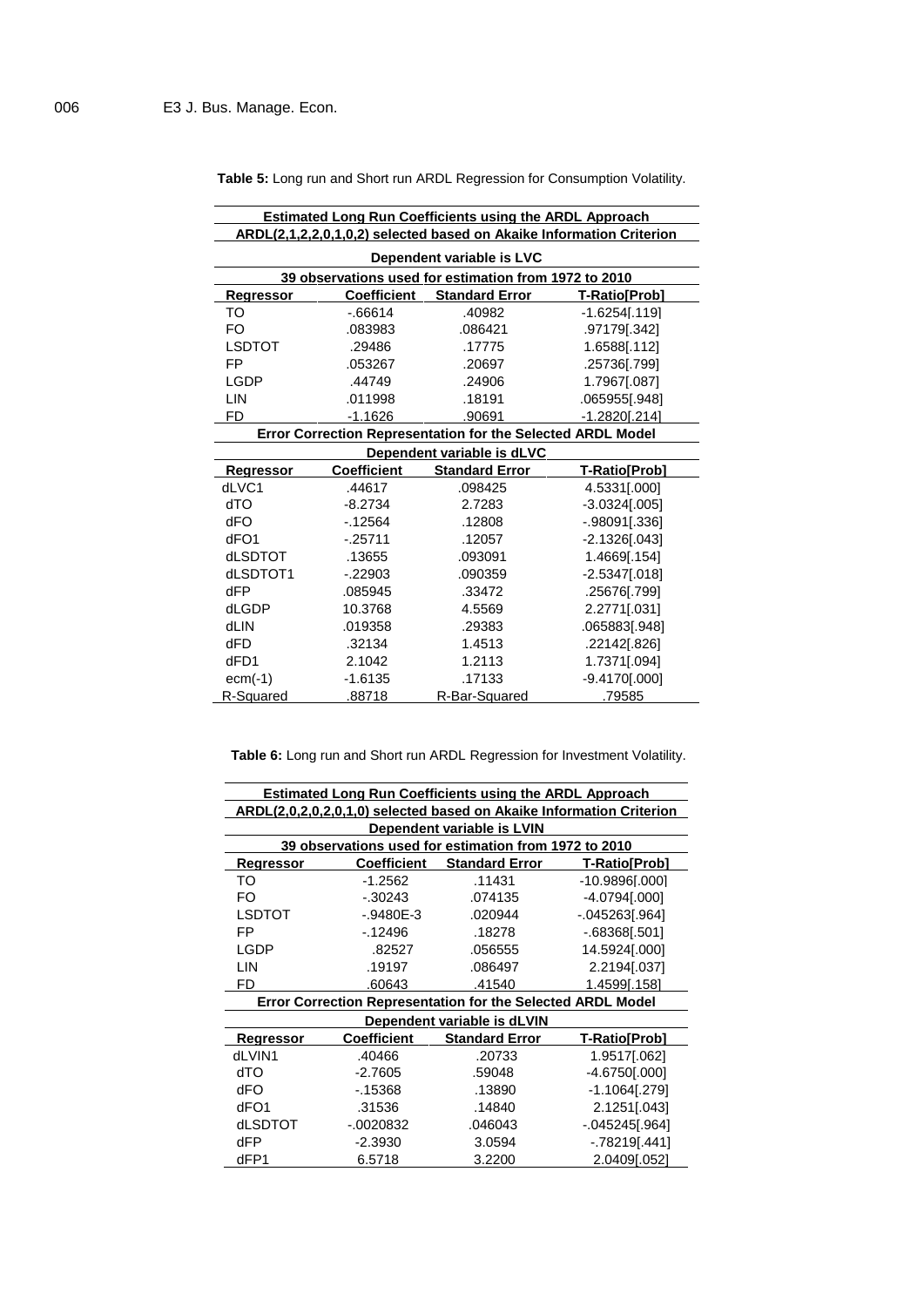**Table 5:** Long run and Short run ARDL Regression for Consumption Volatility.

| Estimated Long Run Coefficients using the ARDL Approach | | | |
|---|---|---|---|
| ARDL(2,1,2,2,0,1,0,2) selected based on Akaike Information Criterion | | | |
| Dependent variable is LVC | | | |
| 39 observations used for estimation from 1972 to 2010 | | | |
| **Regressor** | **Coefficient** | **Standard Error** | **T-Ratio[Prob]** |
| TO | -.66614 | .40982 | -1.6254[.119] |
| FO | .083983 | .086421 | .97179[.342] |
| LSDTOT | .29486 | .17775 | 1.6588[.112] |
| FP | .053267 | .20697 | .25736[.799] |
| LGDP | .44749 | .24906 | 1.7967[.087] |
| LIN | .011998 | .18191 | .065955[.948] |
| FD | -1.1626 | .90691 | -1.2820[.214] |
| **Error Correction Representation for the Selected ARDL Model** | | | |
| **Dependent variable is dLVC** | | | |
| **Regressor** | **Coefficient** | **Standard Error** | **T-Ratio[Prob]** |
| dLVC1 | .44617 | .098425 | 4.5331[.000] |
| dTO | -8.2734 | 2.7283 | -3.0324[.005] |
| dFO | -.12564 | .12808 | -.98091[.336] |
| dFO1 | -.25711 | .12057 | -2.1326[.043] |
| dLSDTOT | .13655 | .093091 | 1.4669[.154] |
| dLSDTOT1 | -.22903 | .090359 | -2.5347[.018] |
| dFP | .085945 | .33472 | .25676[.799] |
| dLGDP | 10.3768 | 4.5569 | 2.2771[.031] |
| dLIN | .019358 | .29383 | .065883[.948] |
| dFD | .32134 | 1.4513 | .22142[.826] |
| dFD1 | 2.1042 | 1.2113 | 1.7371[.094] |
| ecm(-1) | -1.6135 | .17133 | -9.4170[.000] |
| R-Squared | .88718 | R-Bar-Squared | .79585 |

**Table 6:** Long run and Short run ARDL Regression for Investment Volatility.

| Estimated Long Run Coefficients using the ARDL Approach | | | |
|---|---|---|---|
| ARDL(2,0,2,0,2,0,1,0) selected based on Akaike Information Criterion | | | |
| Dependent variable is LVIN | | | |
| 39 observations used for estimation from 1972 to 2010 | | | |
| **Regressor** | **Coefficient** | **Standard Error** | **T-Ratio[Prob]** |
| TO | -1.2562 | .11431 | -10.9896[.000] |
| FO | -.30243 | .074135 | -4.0794[.000] |
| LSDTOT | -.9480E-3 | .020944 | -.045263[.964] |
| FP | -.12496 | .18278 | -.68368[.501] |
| LGDP | .82527 | .056555 | 14.5924[.000] |
| LIN | .19197 | .086497 | 2.2194[.037] |
| FD | .60643 | .41540 | 1.4599[.158] |
| **Error Correction Representation for the Selected ARDL Model** | | | |
| **Dependent variable is dLVIN** | | | |
| **Regressor** | **Coefficient** | **Standard Error** | **T-Ratio[Prob]** |
| dLVIN1 | .40466 | .20733 | 1.9517[.062] |
| dTO | -2.7605 | .59048 | -4.6750[.000] |
| dFO | -.15368 | .13890 | -1.1064[.279] |
| dFO1 | .31536 | .14840 | 2.1251[.043] |
| dLSDTOT | -.0020832 | .046043 | -.045245[.964] |
| dFP | -2.3930 | 3.0594 | -.78219[.441] |
| dFP1 | 6.5718 | 3.2200 | 2.0409[.052] |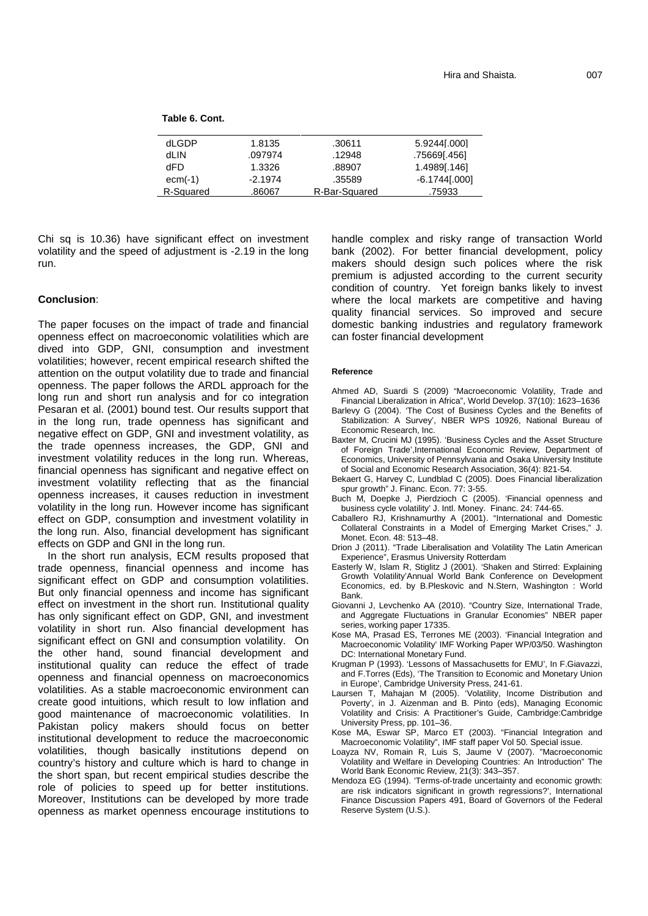**Table 6. Cont.**

| | | | |
|---|---|---|---|
| dLGDP | 1.8135 | .30611 | 5.9244[.000] |
| dLIN | .097974 | .12948 | .75669[.456] |
| dFD | 1.3326 | .88907 | 1.4989[.146] |
| ecm(-1) | -2.1974 | .35589 | -6.1744[.000] |
| R-Squared | .86067 | R-Bar-Squared | .75933 |

Chi sq is 10.36) have significant effect on investment volatility and the speed of adjustment is -2.19 in the long run.

## Conclusion:

The paper focuses on the impact of trade and financial openness effect on macroeconomic volatilities which are dived into GDP, GNI, consumption and investment volatilities; however, recent empirical research shifted the attention on the output volatility due to trade and financial openness. The paper follows the ARDL approach for the long run and short run analysis and for co integration Pesaran et al. (2001) bound test. Our results support that in the long run, trade openness has significant and negative effect on GDP, GNI and investment volatility, as the trade openness increases, the GDP, GNI and investment volatility reduces in the long run. Whereas, financial openness has significant and negative effect on investment volatility reflecting that as the financial openness increases, it causes reduction in investment volatility in the long run. However income has significant effect on GDP, consumption and investment volatility in the long run. Also, financial development has significant effects on GDP and GNI in the long run.

In the short run analysis, ECM results proposed that trade openness, financial openness and income has significant effect on GDP and consumption volatilities. But only financial openness and income has significant effect on investment in the short run. Institutional quality has only significant effect on GDP, GNI, and investment volatility in short run. Also financial development has significant effect on GNI and consumption volatility. On the other hand, sound financial development and institutional quality can reduce the effect of trade openness and financial openness on macroeconomics volatilities. As a stable macroeconomic environment can create good intuitions, which result to low inflation and good maintenance of macroeconomic volatilities. In Pakistan policy makers should focus on better institutional development to reduce the macroeconomic volatilities, though basically institutions depend on country's history and culture which is hard to change in the short span, but recent empirical studies describe the role of policies to speed up for better institutions. Moreover, Institutions can be developed by more trade openness as market openness encourage institutions to handle complex and risky range of transaction World bank (2002). For better financial development, policy makers should design such polices where the risk premium is adjusted according to the current security condition of country. Yet foreign banks likely to invest where the local markets are competitive and having quality financial services. So improved and secure domestic banking industries and regulatory framework can foster financial development

## Reference

Ahmed AD, Suardi S (2009) "Macroeconomic Volatility, Trade and Financial Liberalization in Africa", World Develop. 37(10): 1623–1636

Barlevy G (2004). 'The Cost of Business Cycles and the Benefits of Stabilization: A Survey', NBER WPS 10926, National Bureau of Economic Research, Inc.

Baxter M, Crucini MJ (1995). 'Business Cycles and the Asset Structure of Foreign Trade',International Economic Review, Department of Economics, University of Pennsylvania and Osaka University Institute of Social and Economic Research Association, 36(4): 821-54.

Bekaert G, Harvey C, Lundblad C (2005). Does Financial liberalization spur growth" J. Financ. Econ. 77: 3-55.

Buch M, Doepke J, Pierdzioch C (2005). 'Financial openness and business cycle volatility' J. Intl. Money. Financ. 24: 744-65.

Caballero RJ, Krishnamurthy A (2001). "International and Domestic Collateral Constraints in a Model of Emerging Market Crises," J. Monet. Econ. 48: 513–48.

Drion J (2011). "Trade Liberalisation and Volatility The Latin American Experience", Erasmus University Rotterdam

Easterly W, Islam R, Stiglitz J (2001). 'Shaken and Stirred: Explaining Growth Volatility'Annual World Bank Conference on Development Economics, ed. by B.Pleskovic and N.Stern, Washington : World Bank.

Giovanni J, Levchenko AA (2010). "Country Size, International Trade, and Aggregate Fluctuations in Granular Economies" NBER paper series, working paper 17335.

Kose MA, Prasad ES, Terrones ME (2003). 'Financial Integration and Macroeconomic Volatility' IMF Working Paper WP/03/50. Washington DC: International Monetary Fund.

Krugman P (1993). 'Lessons of Massachusetts for EMU', In F.Giavazzi, and F.Torres (Eds), 'The Transition to Economic and Monetary Union in Europe', Cambridge University Press, 241-61.

Laursen T, Mahajan M (2005). 'Volatility, Income Distribution and Poverty', in J. Aizenman and B. Pinto (eds), Managing Economic Volatility and Crisis: A Practitioner's Guide, Cambridge:Cambridge University Press, pp. 101–36.

Kose MA, Eswar SP, Marco ET (2003). "Financial Integration and Macroeconomic Volatility", IMF staff paper Vol 50. Special issue.

Loayza NV, Romain R, Luis S, Jaume V (2007). "Macroeconomic Volatility and Welfare in Developing Countries: An Introduction" The World Bank Economic Review, 21(3): 343–357.

Mendoza EG (1994). 'Terms-of-trade uncertainty and economic growth: are risk indicators significant in growth regressions?', International Finance Discussion Papers 491, Board of Governors of the Federal Reserve System (U.S.).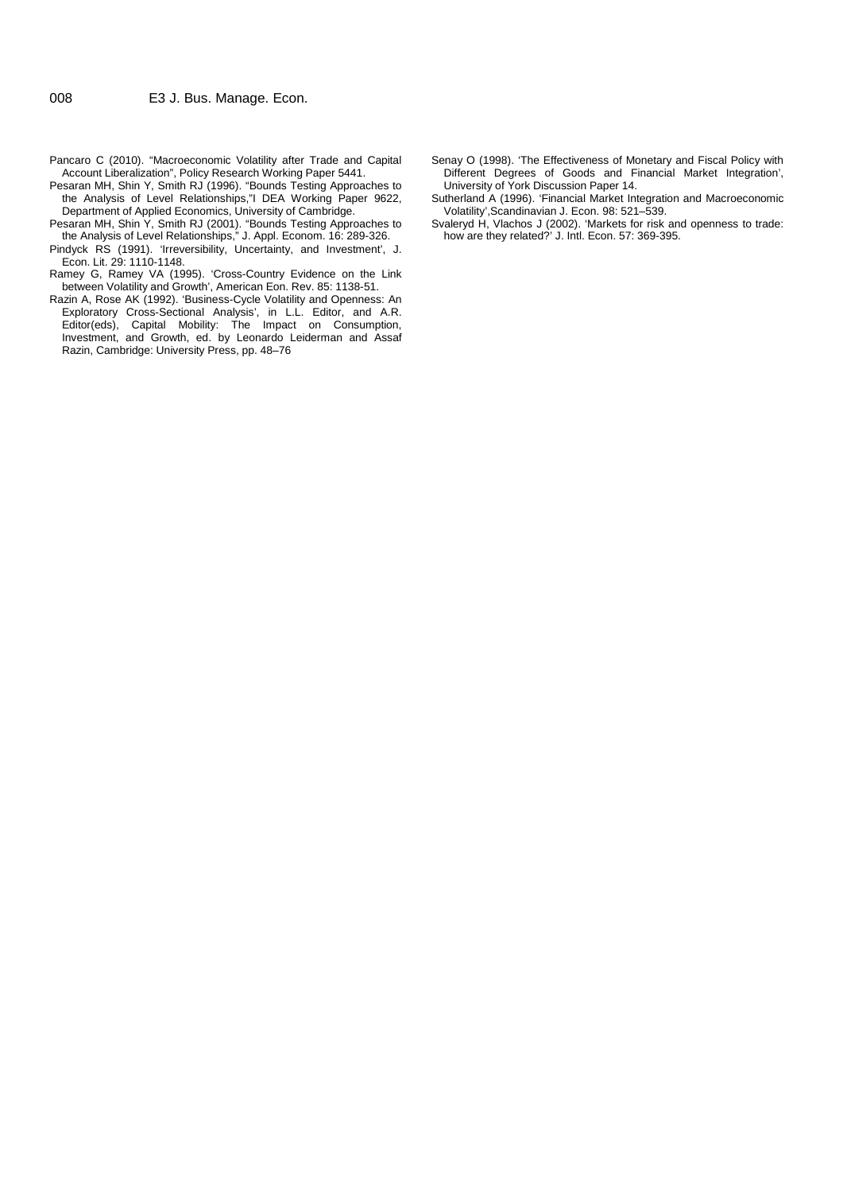Pancaro C (2010). "Macroeconomic Volatility after Trade and Capital Account Liberalization", Policy Research Working Paper 5441.

Pesaran MH, Shin Y, Smith RJ (1996). "Bounds Testing Approaches to the Analysis of Level Relationships,"I DEA Working Paper 9622, Department of Applied Economics, University of Cambridge.

Pesaran MH, Shin Y, Smith RJ (2001). "Bounds Testing Approaches to the Analysis of Level Relationships," J. Appl. Econom. 16: 289-326.

Pindyck RS (1991). 'Irreversibility, Uncertainty, and Investment', J. Econ. Lit. 29: 1110-1148.

Ramey G, Ramey VA (1995). 'Cross-Country Evidence on the Link between Volatility and Growth', American Eon. Rev. 85: 1138-51.

Razin A, Rose AK (1992). 'Business-Cycle Volatility and Openness: An Exploratory Cross-Sectional Analysis', in L.L. Editor, and A.R. Editor(eds), Capital Mobility: The Impact on Consumption, Investment, and Growth, ed. by Leonardo Leiderman and Assaf Razin, Cambridge: University Press, pp. 48–76

Senay O (1998). 'The Effectiveness of Monetary and Fiscal Policy with Different Degrees of Goods and Financial Market Integration', University of York Discussion Paper 14.

Sutherland A (1996). 'Financial Market Integration and Macroeconomic Volatility',Scandinavian J. Econ. 98: 521–539.

Svaleryd H, Vlachos J (2002). 'Markets for risk and openness to trade: how are they related?' J. Intl. Econ. 57: 369-395.